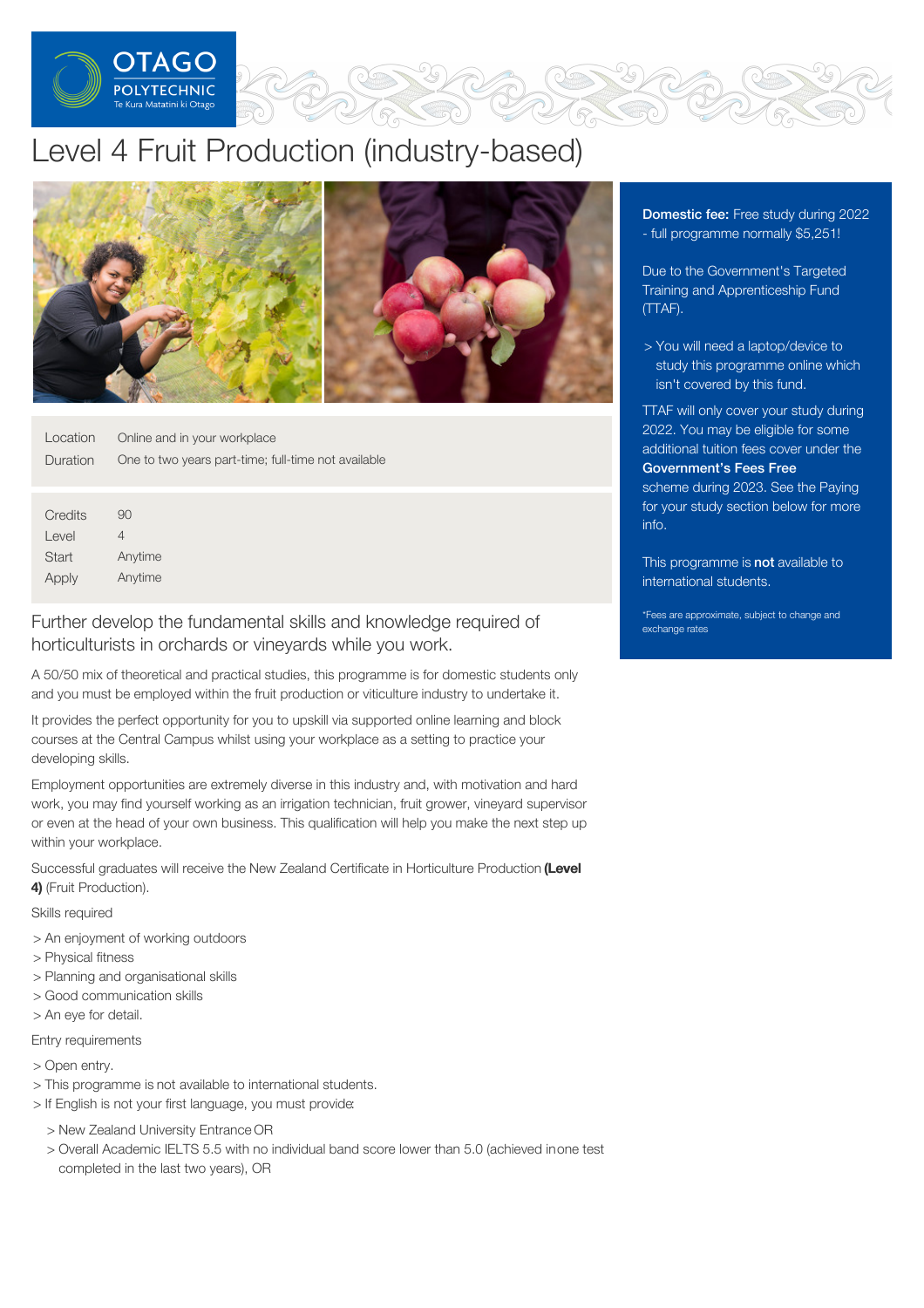# Level 4 Fruit Production (industry-based)

| | |
|---|---|
| Location | Online and in your workplace |
| Duration | One to two years part-time; full-time not available |

| | |
|---|---|
| Credits | 90 |
| Level | 4 |
| Start | Anytime |
| Apply | Anytime |

**Domestic fee:** Free study during 2022 - full programme normally $5,251!

Due to the Government's Targeted Training and Apprenticeship Fund (TTAF).

> You will need a laptop/device to study this programme online which isn't covered by this fund.

TTAF will only cover your study during 2022. You may be eligible for some additional tuition fees cover under the **Government's Fees Free** scheme during 2023. See the Paying for your study section below for more info.

This programme is **not** available to international students.

*Fees are approximate, subject to change and exchange rates

## Further develop the fundamental skills and knowledge required of horticulturists in orchards or vineyards while you work.

A 50/50 mix of theoretical and practical studies, this programme is for domestic students only and you must be employed within the fruit production or viticulture industry to undertake it.

It provides the perfect opportunity for you to upskill via supported online learning and block courses at the Central Campus whilst using your workplace as a setting to practice your developing skills.

Employment opportunities are extremely diverse in this industry and, with motivation and hard work, you may find yourself working as an irrigation technician, fruit grower, vineyard supervisor or even at the head of your own business. This qualification will help you make the next step up within your workplace.

Successful graduates will receive the New Zealand Certificate in Horticulture Production **(Level 4)** (Fruit Production).

Skills required

- An enjoyment of working outdoors
- Physical fitness
- Planning and organisational skills
- Good communication skills
- An eye for detail.

Entry requirements

- Open entry.
- This programme is not available to international students.
- If English is not your first language, you must provide:
  - New Zealand University Entrance OR
  - Overall Academic IELTS 5.5 with no individual band score lower than 5.0 (achieved in one test completed in the last two years), OR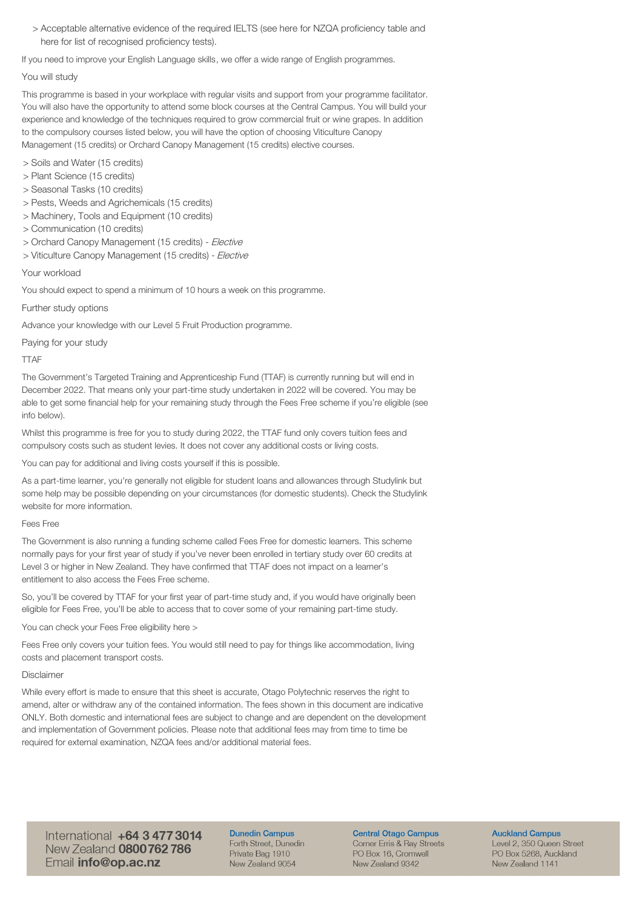> Acceptable alternative evidence of the required IELTS (see here for NZQA proficiency table and here for list of recognised proficiency tests).

If you need to improve your English Language skills, we offer a wide range of English programmes.

## You will study

This programme is based in your workplace with regular visits and support from your programme facilitator. You will also have the opportunity to attend some block courses at the Central Campus. You will build your experience and knowledge of the techniques required to grow commercial fruit or wine grapes. In addition to the compulsory courses listed below, you will have the option of choosing Viticulture Canopy Management (15 credits) or Orchard Canopy Management (15 credits) elective courses.

> Soils and Water (15 credits)
> Plant Science (15 credits)
> Seasonal Tasks (10 credits)
> Pests, Weeds and Agrichemicals (15 credits)
> Machinery, Tools and Equipment (10 credits)
> Communication (10 credits)
> Orchard Canopy Management (15 credits) - *Elective*
> Viticulture Canopy Management (15 credits) - *Elective*

## Your workload

You should expect to spend a minimum of 10 hours a week on this programme.

## Further study options

Advance your knowledge with our Level 5 Fruit Production programme.

## Paying for your study

### TTAF

The Government's Targeted Training and Apprenticeship Fund (TTAF) is currently running but will end in December 2022. That means only your part-time study undertaken in 2022 will be covered. You may be able to get some financial help for your remaining study through the Fees Free scheme if you're eligible (see info below).

Whilst this programme is free for you to study during 2022, the TTAF fund only covers tuition fees and compulsory costs such as student levies. It does not cover any additional costs or living costs.

You can pay for additional and living costs yourself if this is possible.

As a part-time learner, you're generally not eligible for student loans and allowances through Studylink but some help may be possible depending on your circumstances (for domestic students). Check the Studylink website for more information.

### Fees Free

The Government is also running a funding scheme called Fees Free for domestic learners. This scheme normally pays for your first year of study if you've never been enrolled in tertiary study over 60 credits at Level 3 or higher in New Zealand. They have confirmed that TTAF does not impact on a learner's entitlement to also access the Fees Free scheme.

So, you'll be covered by TTAF for your first year of part-time study and, if you would have originally been eligible for Fees Free, you'll be able to access that to cover some of your remaining part-time study.

You can check your Fees Free eligibility here >

Fees Free only covers your tuition fees. You would still need to pay for things like accommodation, living costs and placement transport costs.

## Disclaimer

While every effort is made to ensure that this sheet is accurate, Otago Polytechnic reserves the right to amend, alter or withdraw any of the contained information. The fees shown in this document are indicative ONLY. Both domestic and international fees are subject to change and are dependent on the development and implementation of Government policies. Please note that additional fees may from time to time be required for external examination, NZQA fees and/or additional material fees.

International **+64 3 477 3014**
New Zealand **0800 762 786**
Email **info@op.ac.nz**

**Dunedin Campus**
Forth Street, Dunedin
Private Bag 1910
New Zealand 9054

**Central Otago Campus**
Corner Erris & Ray Streets
PO Box 16, Cromwell
New Zealand 9342

**Auckland Campus**
Level 2, 350 Queen Street
PO Box 5268, Auckland
New Zealand 1141